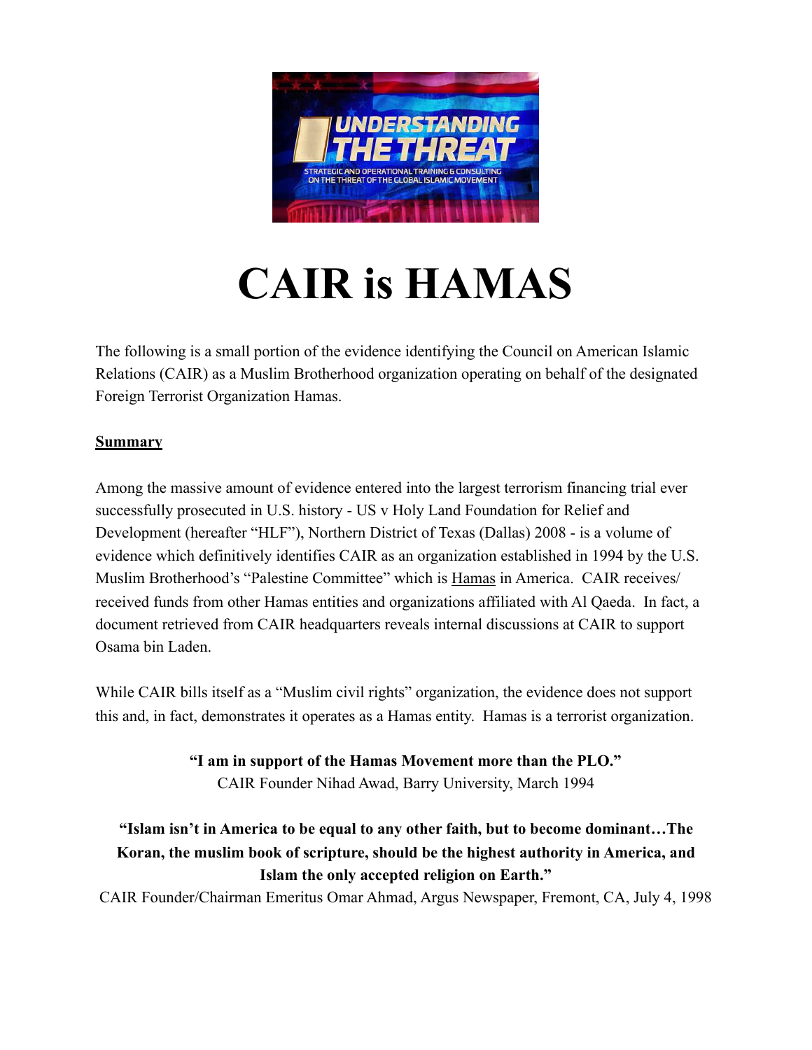UNDERSTANDING THE THREAT

STRATEGIC AND OPERATIONAL TRAINING & CONSULTING ON THE THREAT OF THE GLOBAL ISLAMIC MOVEMENT

# CAIR is HAMAS

The following is a small portion of the evidence identifying the Council on American Islamic Relations (CAIR) as a Muslim Brotherhood organization operating on behalf of the designated Foreign Terrorist Organization Hamas.

**Summary**

Among the massive amount of evidence entered into the largest terrorism financing trial ever successfully prosecuted in U.S. history - US v Holy Land Foundation for Relief and Development (hereafter "HLF"), Northern District of Texas (Dallas) 2008 - is a volume of evidence which definitively identifies CAIR as an organization established in 1994 by the U.S. Muslim Brotherhood's "Palestine Committee" which is Hamas in America. CAIR receives/ received funds from other Hamas entities and organizations affiliated with Al Qaeda. In fact, a document retrieved from CAIR headquarters reveals internal discussions at CAIR to support Osama bin Laden.

While CAIR bills itself as a "Muslim civil rights" organization, the evidence does not support this and, in fact, demonstrates it operates as a Hamas entity. Hamas is a terrorist organization.

**"I am in support of the Hamas Movement more than the PLO."**
CAIR Founder Nihad Awad, Barry University, March 1994

**"Islam isn't in America to be equal to any other faith, but to become dominant…The Koran, the muslim book of scripture, should be the highest authority in America, and Islam the only accepted religion on Earth."**
CAIR Founder/Chairman Emeritus Omar Ahmad, Argus Newspaper, Fremont, CA, July 4, 1998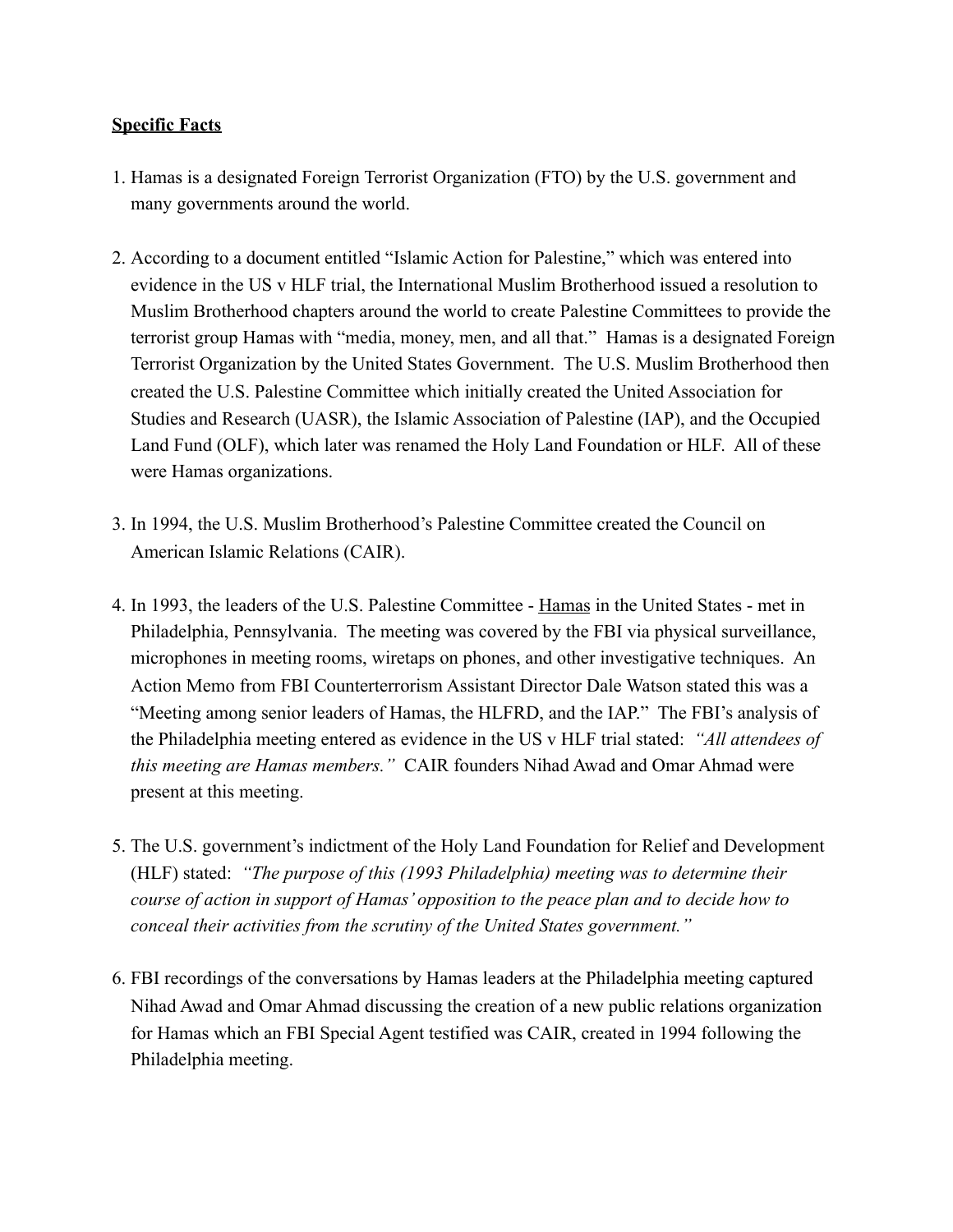**Specific Facts**

1. Hamas is a designated Foreign Terrorist Organization (FTO) by the U.S. government and many governments around the world.

2. According to a document entitled "Islamic Action for Palestine," which was entered into evidence in the US v HLF trial, the International Muslim Brotherhood issued a resolution to Muslim Brotherhood chapters around the world to create Palestine Committees to provide the terrorist group Hamas with "media, money, men, and all that." Hamas is a designated Foreign Terrorist Organization by the United States Government. The U.S. Muslim Brotherhood then created the U.S. Palestine Committee which initially created the United Association for Studies and Research (UASR), the Islamic Association of Palestine (IAP), and the Occupied Land Fund (OLF), which later was renamed the Holy Land Foundation or HLF. All of these were Hamas organizations.

3. In 1994, the U.S. Muslim Brotherhood's Palestine Committee created the Council on American Islamic Relations (CAIR).

4. In 1993, the leaders of the U.S. Palestine Committee - Hamas in the United States - met in Philadelphia, Pennsylvania. The meeting was covered by the FBI via physical surveillance, microphones in meeting rooms, wiretaps on phones, and other investigative techniques. An Action Memo from FBI Counterterrorism Assistant Director Dale Watson stated this was a "Meeting among senior leaders of Hamas, the HLFRD, and the IAP." The FBI's analysis of the Philadelphia meeting entered as evidence in the US v HLF trial stated: *"All attendees of this meeting are Hamas members."* CAIR founders Nihad Awad and Omar Ahmad were present at this meeting.

5. The U.S. government's indictment of the Holy Land Foundation for Relief and Development (HLF) stated: *"The purpose of this (1993 Philadelphia) meeting was to determine their course of action in support of Hamas' opposition to the peace plan and to decide how to conceal their activities from the scrutiny of the United States government."*

6. FBI recordings of the conversations by Hamas leaders at the Philadelphia meeting captured Nihad Awad and Omar Ahmad discussing the creation of a new public relations organization for Hamas which an FBI Special Agent testified was CAIR, created in 1994 following the Philadelphia meeting.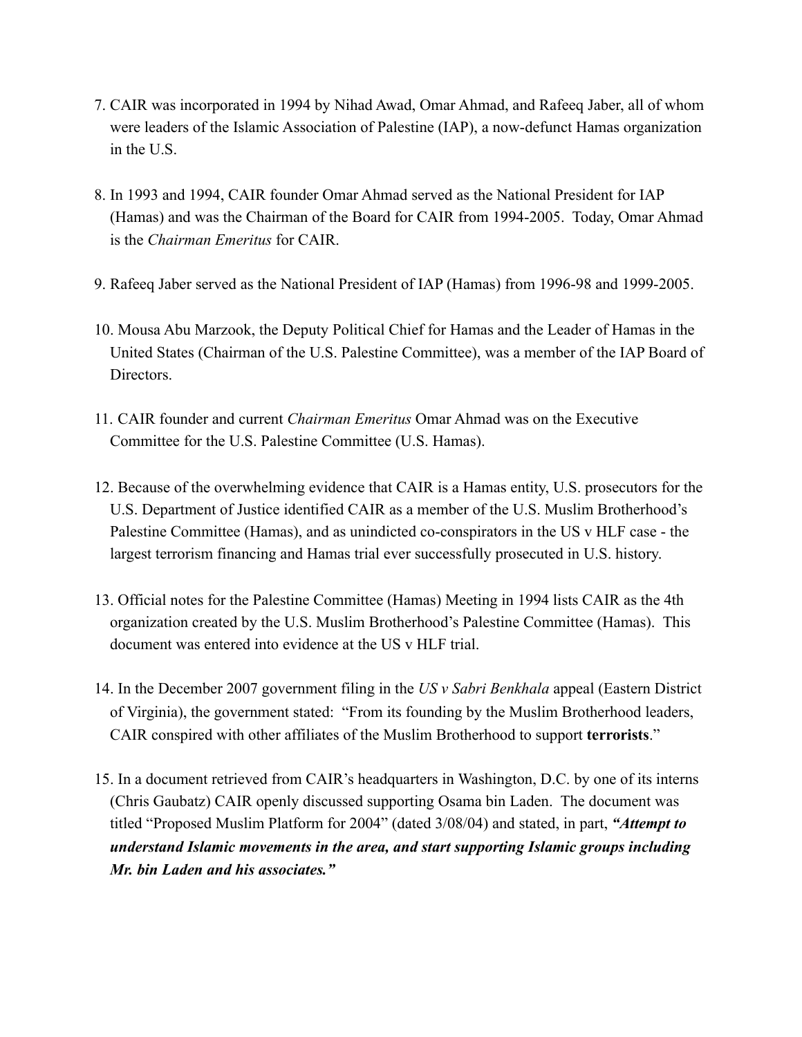7. CAIR was incorporated in 1994 by Nihad Awad, Omar Ahmad, and Rafeeq Jaber, all of whom were leaders of the Islamic Association of Palestine (IAP), a now-defunct Hamas organization in the U.S.

8. In 1993 and 1994, CAIR founder Omar Ahmad served as the National President for IAP (Hamas) and was the Chairman of the Board for CAIR from 1994-2005. Today, Omar Ahmad is the *Chairman Emeritus* for CAIR.

9. Rafeeq Jaber served as the National President of IAP (Hamas) from 1996-98 and 1999-2005.

10. Mousa Abu Marzook, the Deputy Political Chief for Hamas and the Leader of Hamas in the United States (Chairman of the U.S. Palestine Committee), was a member of the IAP Board of Directors.

11. CAIR founder and current *Chairman Emeritus* Omar Ahmad was on the Executive Committee for the U.S. Palestine Committee (U.S. Hamas).

12. Because of the overwhelming evidence that CAIR is a Hamas entity, U.S. prosecutors for the U.S. Department of Justice identified CAIR as a member of the U.S. Muslim Brotherhood's Palestine Committee (Hamas), and as unindicted co-conspirators in the US v HLF case - the largest terrorism financing and Hamas trial ever successfully prosecuted in U.S. history.

13. Official notes for the Palestine Committee (Hamas) Meeting in 1994 lists CAIR as the 4th organization created by the U.S. Muslim Brotherhood's Palestine Committee (Hamas). This document was entered into evidence at the US v HLF trial.

14. In the December 2007 government filing in the *US v Sabri Benkhala* appeal (Eastern District of Virginia), the government stated: "From its founding by the Muslim Brotherhood leaders, CAIR conspired with other affiliates of the Muslim Brotherhood to support **terrorists**."

15. In a document retrieved from CAIR's headquarters in Washington, D.C. by one of its interns (Chris Gaubatz) CAIR openly discussed supporting Osama bin Laden. The document was titled "Proposed Muslim Platform for 2004" (dated 3/08/04) and stated, in part, ***"Attempt to understand Islamic movements in the area, and start supporting Islamic groups including Mr. bin Laden and his associates."***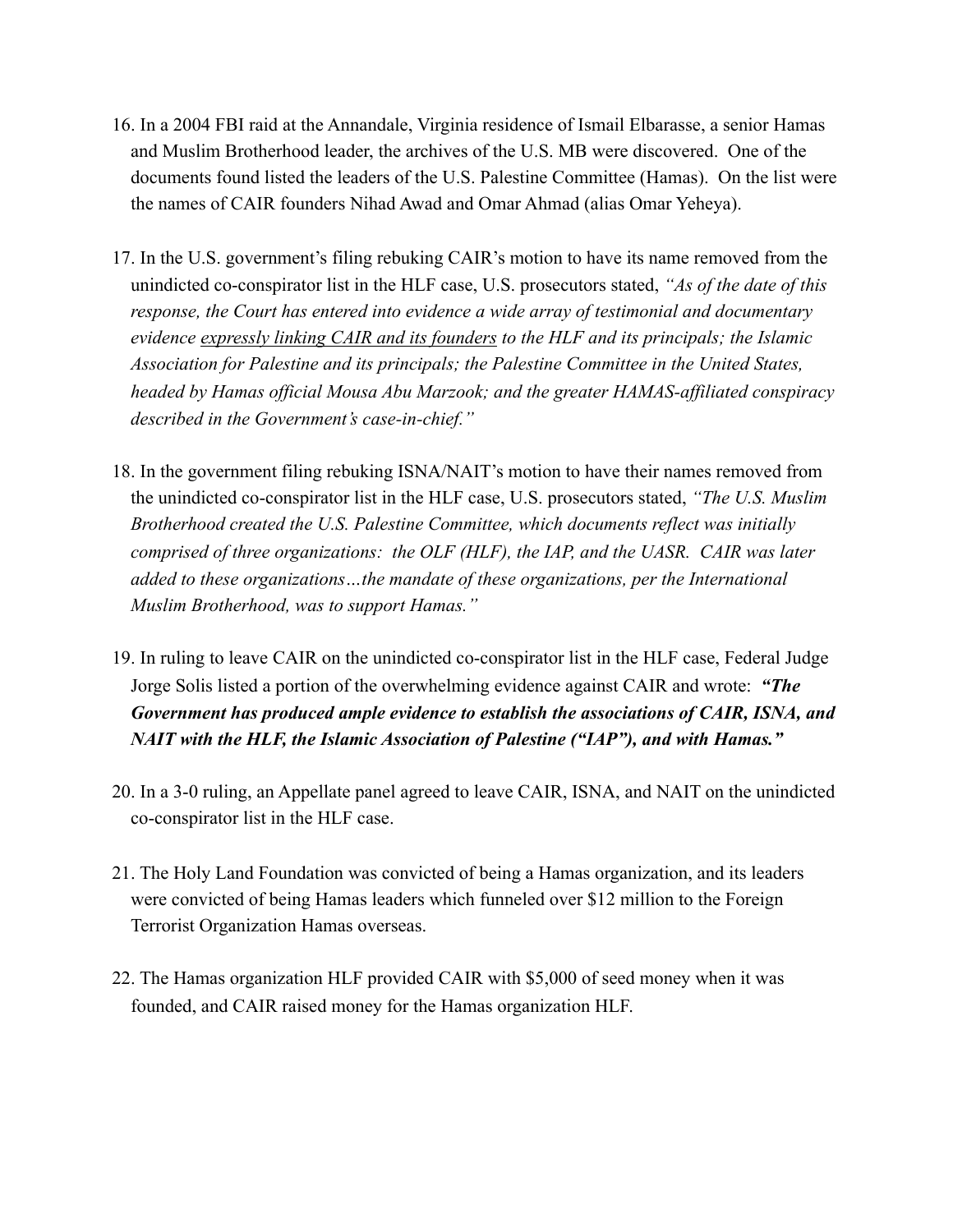16. In a 2004 FBI raid at the Annandale, Virginia residence of Ismail Elbarasse, a senior Hamas and Muslim Brotherhood leader, the archives of the U.S. MB were discovered. One of the documents found listed the leaders of the U.S. Palestine Committee (Hamas). On the list were the names of CAIR founders Nihad Awad and Omar Ahmad (alias Omar Yeheya).

17. In the U.S. government's filing rebuking CAIR's motion to have its name removed from the unindicted co-conspirator list in the HLF case, U.S. prosecutors stated, *"As of the date of this response, the Court has entered into evidence a wide array of testimonial and documentary evidence <u>expressly linking CAIR and its founders</u> to the HLF and its principals; the Islamic Association for Palestine and its principals; the Palestine Committee in the United States, headed by Hamas official Mousa Abu Marzook; and the greater HAMAS-affiliated conspiracy described in the Government's case-in-chief."*

18. In the government filing rebuking ISNA/NAIT's motion to have their names removed from the unindicted co-conspirator list in the HLF case, U.S. prosecutors stated, *"The U.S. Muslim Brotherhood created the U.S. Palestine Committee, which documents reflect was initially comprised of three organizations: the OLF (HLF), the IAP, and the UASR. CAIR was later added to these organizations…the mandate of these organizations, per the International Muslim Brotherhood, was to support Hamas."*

19. In ruling to leave CAIR on the unindicted co-conspirator list in the HLF case, Federal Judge Jorge Solis listed a portion of the overwhelming evidence against CAIR and wrote: ***"The Government has produced ample evidence to establish the associations of CAIR, ISNA, and NAIT with the HLF, the Islamic Association of Palestine ("IAP"), and with Hamas."***

20. In a 3-0 ruling, an Appellate panel agreed to leave CAIR, ISNA, and NAIT on the unindicted co-conspirator list in the HLF case.

21. The Holy Land Foundation was convicted of being a Hamas organization, and its leaders were convicted of being Hamas leaders which funneled over $12 million to the Foreign Terrorist Organization Hamas overseas.

22. The Hamas organization HLF provided CAIR with $5,000 of seed money when it was founded, and CAIR raised money for the Hamas organization HLF.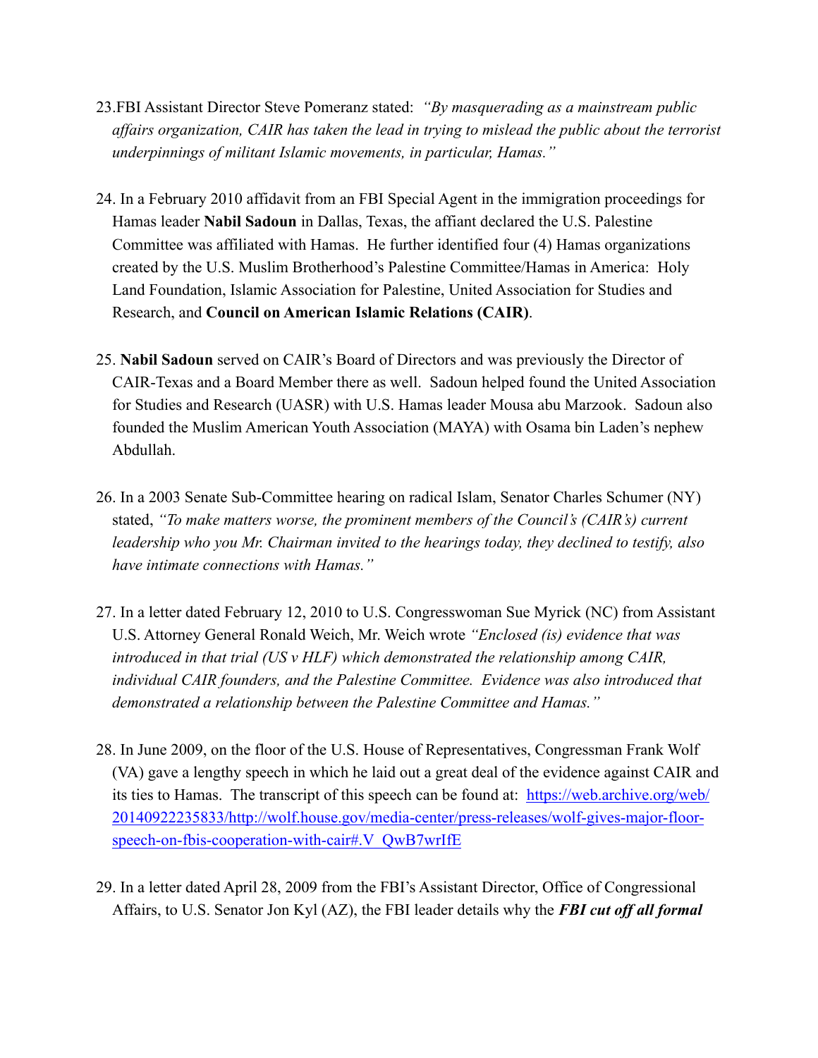23. FBI Assistant Director Steve Pomeranz stated: *"By masquerading as a mainstream public affairs organization, CAIR has taken the lead in trying to mislead the public about the terrorist underpinnings of militant Islamic movements, in particular, Hamas."*

24. In a February 2010 affidavit from an FBI Special Agent in the immigration proceedings for Hamas leader **Nabil Sadoun** in Dallas, Texas, the affiant declared the U.S. Palestine Committee was affiliated with Hamas. He further identified four (4) Hamas organizations created by the U.S. Muslim Brotherhood's Palestine Committee/Hamas in America: Holy Land Foundation, Islamic Association for Palestine, United Association for Studies and Research, and **Council on American Islamic Relations (CAIR)**.

25. **Nabil Sadoun** served on CAIR's Board of Directors and was previously the Director of CAIR-Texas and a Board Member there as well. Sadoun helped found the United Association for Studies and Research (UASR) with U.S. Hamas leader Mousa abu Marzook. Sadoun also founded the Muslim American Youth Association (MAYA) with Osama bin Laden's nephew Abdullah.

26. In a 2003 Senate Sub-Committee hearing on radical Islam, Senator Charles Schumer (NY) stated, *"To make matters worse, the prominent members of the Council's (CAIR's) current leadership who you Mr. Chairman invited to the hearings today, they declined to testify, also have intimate connections with Hamas."*

27. In a letter dated February 12, 2010 to U.S. Congresswoman Sue Myrick (NC) from Assistant U.S. Attorney General Ronald Weich, Mr. Weich wrote *"Enclosed (is) evidence that was introduced in that trial (US v HLF) which demonstrated the relationship among CAIR, individual CAIR founders, and the Palestine Committee. Evidence was also introduced that demonstrated a relationship between the Palestine Committee and Hamas."*

28. In June 2009, on the floor of the U.S. House of Representatives, Congressman Frank Wolf (VA) gave a lengthy speech in which he laid out a great deal of the evidence against CAIR and its ties to Hamas. The transcript of this speech can be found at: [https://web.archive.org/web/20140922235833/http://wolf.house.gov/media-center/press-releases/wolf-gives-major-floor-speech-on-fbis-cooperation-with-cair#.V_QwB7wrIfE](https://web.archive.org/web/20140922235833/http://wolf.house.gov/media-center/press-releases/wolf-gives-major-floor-speech-on-fbis-cooperation-with-cair#.V_QwB7wrIfE)

29. In a letter dated April 28, 2009 from the FBI's Assistant Director, Office of Congressional Affairs, to U.S. Senator Jon Kyl (AZ), the FBI leader details why the ***FBI cut off all formal***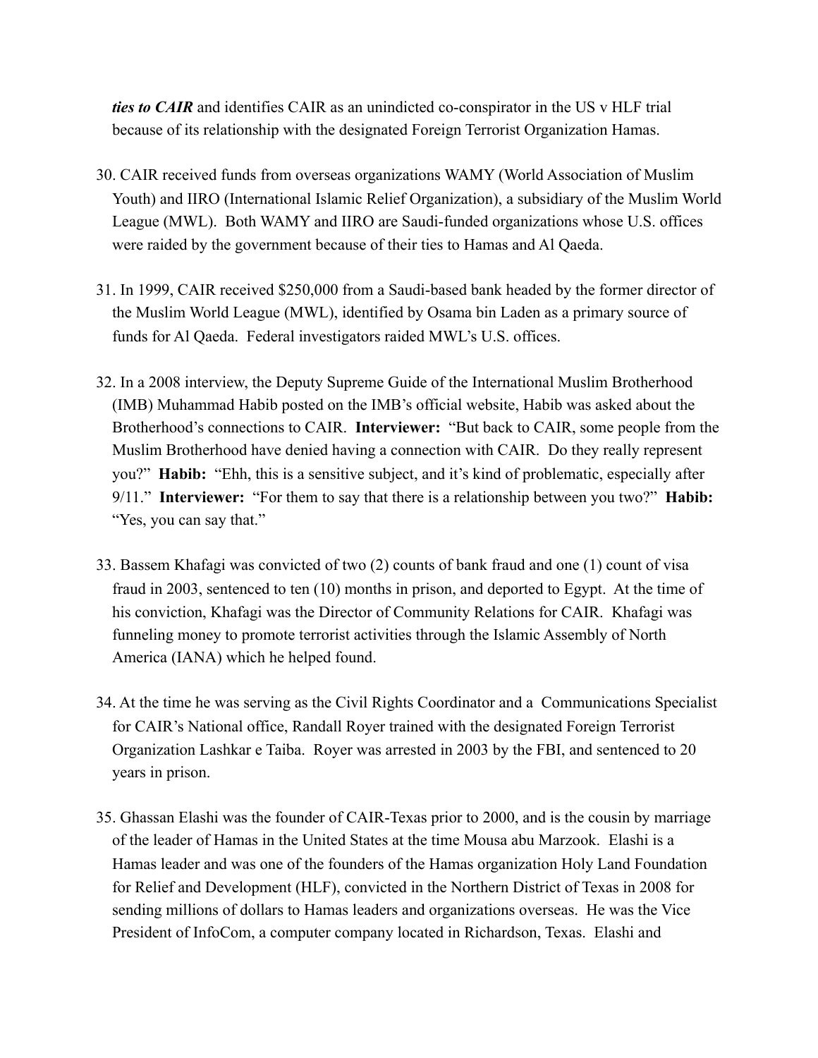***ties to CAIR*** and identifies CAIR as an unindicted co-conspirator in the US v HLF trial because of its relationship with the designated Foreign Terrorist Organization Hamas.

30. CAIR received funds from overseas organizations WAMY (World Association of Muslim Youth) and IIRO (International Islamic Relief Organization), a subsidiary of the Muslim World League (MWL). Both WAMY and IIRO are Saudi-funded organizations whose U.S. offices were raided by the government because of their ties to Hamas and Al Qaeda.

31. In 1999, CAIR received $250,000 from a Saudi-based bank headed by the former director of the Muslim World League (MWL), identified by Osama bin Laden as a primary source of funds for Al Qaeda. Federal investigators raided MWL's U.S. offices.

32. In a 2008 interview, the Deputy Supreme Guide of the International Muslim Brotherhood (IMB) Muhammad Habib posted on the IMB's official website, Habib was asked about the Brotherhood's connections to CAIR. **Interviewer:** "But back to CAIR, some people from the Muslim Brotherhood have denied having a connection with CAIR. Do they really represent you?" **Habib:** "Ehh, this is a sensitive subject, and it's kind of problematic, especially after 9/11." **Interviewer:** "For them to say that there is a relationship between you two?" **Habib:** "Yes, you can say that."

33. Bassem Khafagi was convicted of two (2) counts of bank fraud and one (1) count of visa fraud in 2003, sentenced to ten (10) months in prison, and deported to Egypt. At the time of his conviction, Khafagi was the Director of Community Relations for CAIR. Khafagi was funneling money to promote terrorist activities through the Islamic Assembly of North America (IANA) which he helped found.

34. At the time he was serving as the Civil Rights Coordinator and a Communications Specialist for CAIR's National office, Randall Royer trained with the designated Foreign Terrorist Organization Lashkar e Taiba. Royer was arrested in 2003 by the FBI, and sentenced to 20 years in prison.

35. Ghassan Elashi was the founder of CAIR-Texas prior to 2000, and is the cousin by marriage of the leader of Hamas in the United States at the time Mousa abu Marzook. Elashi is a Hamas leader and was one of the founders of the Hamas organization Holy Land Foundation for Relief and Development (HLF), convicted in the Northern District of Texas in 2008 for sending millions of dollars to Hamas leaders and organizations overseas. He was the Vice President of InfoCom, a computer company located in Richardson, Texas. Elashi and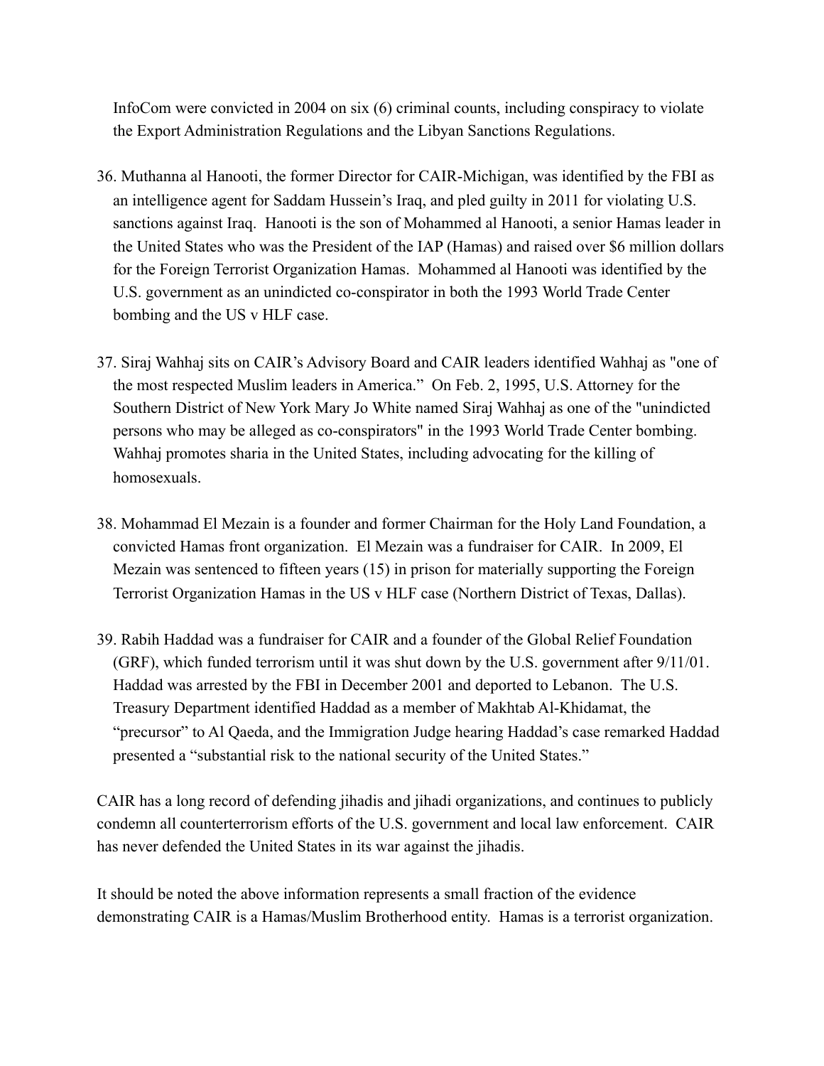InfoCom were convicted in 2004 on six (6) criminal counts, including conspiracy to violate the Export Administration Regulations and the Libyan Sanctions Regulations.

36. Muthanna al Hanooti, the former Director for CAIR-Michigan, was identified by the FBI as an intelligence agent for Saddam Hussein's Iraq, and pled guilty in 2011 for violating U.S. sanctions against Iraq. Hanooti is the son of Mohammed al Hanooti, a senior Hamas leader in the United States who was the President of the IAP (Hamas) and raised over $6 million dollars for the Foreign Terrorist Organization Hamas. Mohammed al Hanooti was identified by the U.S. government as an unindicted co-conspirator in both the 1993 World Trade Center bombing and the US v HLF case.

37. Siraj Wahhaj sits on CAIR's Advisory Board and CAIR leaders identified Wahhaj as "one of the most respected Muslim leaders in America." On Feb. 2, 1995, U.S. Attorney for the Southern District of New York Mary Jo White named Siraj Wahhaj as one of the "unindicted persons who may be alleged as co-conspirators" in the 1993 World Trade Center bombing. Wahhaj promotes sharia in the United States, including advocating for the killing of homosexuals.

38. Mohammad El Mezain is a founder and former Chairman for the Holy Land Foundation, a convicted Hamas front organization. El Mezain was a fundraiser for CAIR. In 2009, El Mezain was sentenced to fifteen years (15) in prison for materially supporting the Foreign Terrorist Organization Hamas in the US v HLF case (Northern District of Texas, Dallas).

39. Rabih Haddad was a fundraiser for CAIR and a founder of the Global Relief Foundation (GRF), which funded terrorism until it was shut down by the U.S. government after 9/11/01. Haddad was arrested by the FBI in December 2001 and deported to Lebanon. The U.S. Treasury Department identified Haddad as a member of Makhtab Al-Khidamat, the "precursor" to Al Qaeda, and the Immigration Judge hearing Haddad's case remarked Haddad presented a "substantial risk to the national security of the United States."

CAIR has a long record of defending jihadis and jihadi organizations, and continues to publicly condemn all counterterrorism efforts of the U.S. government and local law enforcement. CAIR has never defended the United States in its war against the jihadis.

It should be noted the above information represents a small fraction of the evidence demonstrating CAIR is a Hamas/Muslim Brotherhood entity. Hamas is a terrorist organization.